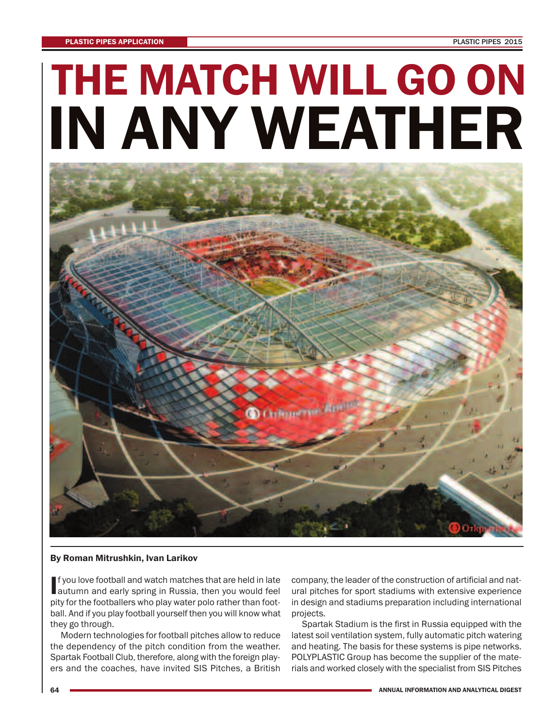# THE MATCH WILL GO ON IN ANY WEATHER

**By Roman Mitrushkin, Ivan Larikov**

If you love football and watch matches that are held in late autumn and early spring in Russia, then you would feel pity for the footballers who play water polo rather than football. And if you play football yourself then you will know what they go through.

Modern technologies for football pitches allow to reduce the dependency of the pitch condition from the weather. Spartak Football Club, therefore, along with the foreign players and the coaches, have invited SIS Pitches, a British company, the leader of the construction of artificial and natural pitches for sport stadiums with extensive experience in design and stadiums preparation including international projects.

Spartak Stadium is the first in Russia equipped with the latest soil ventilation system, fully automatic pitch watering and heating. The basis for these systems is pipe networks. POLYPLASTIC Group has become the supplier of the materials and worked closely with the specialist from SIS Pitches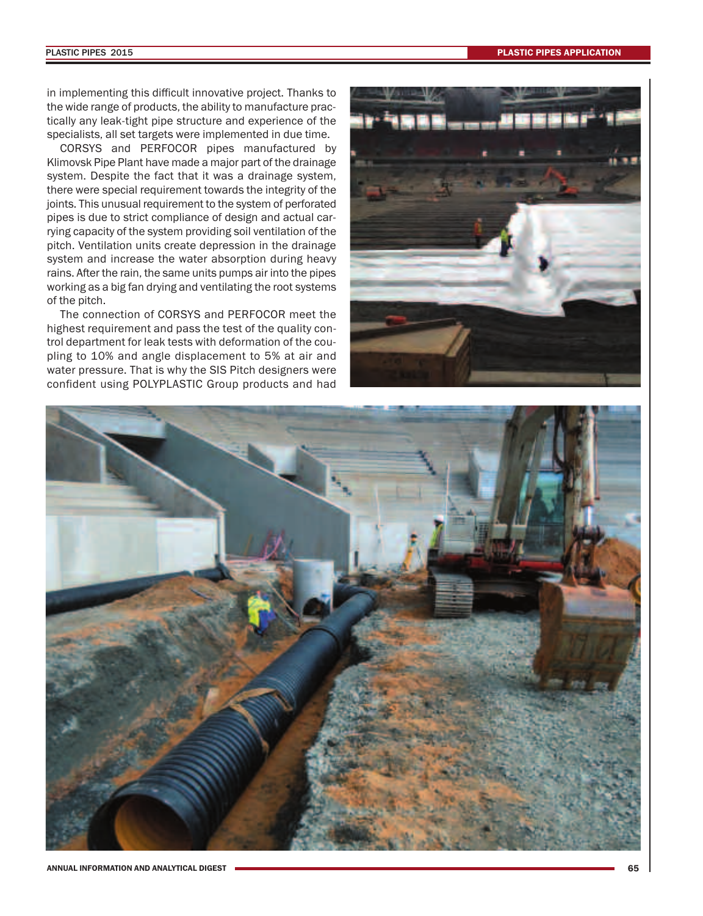in implementing this difficult innovative project. Thanks to the wide range of products, the ability to manufacture practically any leak-tight pipe structure and experience of the specialists, all set targets were implemented in due time.

CORSYS and PERFOCOR pipes manufactured by Klimovsk Pipe Plant have made a major part of the drainage system. Despite the fact that it was a drainage system, there were special requirement towards the integrity of the joints. This unusual requirement to the system of perforated pipes is due to strict compliance of design and actual carrying capacity of the system providing soil ventilation of the pitch. Ventilation units create depression in the drainage system and increase the water absorption during heavy rains. After the rain, the same units pumps air into the pipes working as a big fan drying and ventilating the root systems of the pitch.

The connection of CORSYS and PERFOCOR meet the highest requirement and pass the test of the quality control department for leak tests with deformation of the coupling to 10% and angle displacement to 5% at air and water pressure. That is why the SIS Pitch designers were confident using POLYPLASTIC Group products and had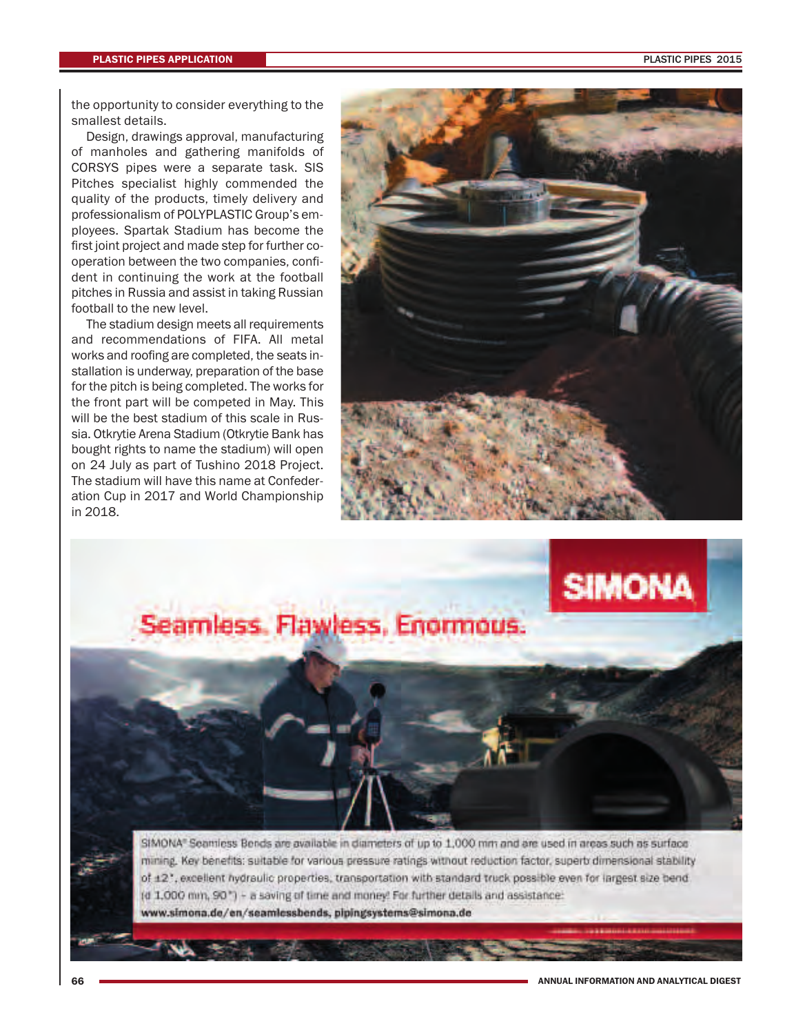the opportunity to consider everything to the smallest details.

Design, drawings approval, manufacturing of manholes and gathering manifolds of CORSYS pipes were a separate task. SIS Pitches specialist highly commended the quality of the products, timely delivery and professionalism of POLYPLASTIC Group's employees. Spartak Stadium has become the first joint project and made step for further cooperation between the two companies, confident in continuing the work at the football pitches in Russia and assist in taking Russian football to the new level.

The stadium design meets all requirements and recommendations of FIFA. All metal works and roofing are completed, the seats installation is underway, preparation of the base for the pitch is being completed. The works for the front part will be competed in May. This will be the best stadium of this scale in Russia. Otkrytie Arena Stadium (Otkrytie Bank has bought rights to name the stadium) will open on 24 July as part of Tushino 2018 Project. The stadium will have this name at Confederation Cup in 2017 and World Championship in 2018.

SIMONA

Seamless. Flawless. Enormous.

SIMONA® Seamless Bends are available in diameters of up to 1,000 mm and are used in areas such as surface mining. Key benefits: suitable for various pressure ratings without reduction factor, superb dimensional stability of ±2°, excellent hydraulic properties, transportation with standard truck possible even for largest size bend (d 1,000 mm, 90°) – a saving of time and money! For further details and assistance:
**www.simona.de/en/seamlessbends, pipingsystems@simona.de**